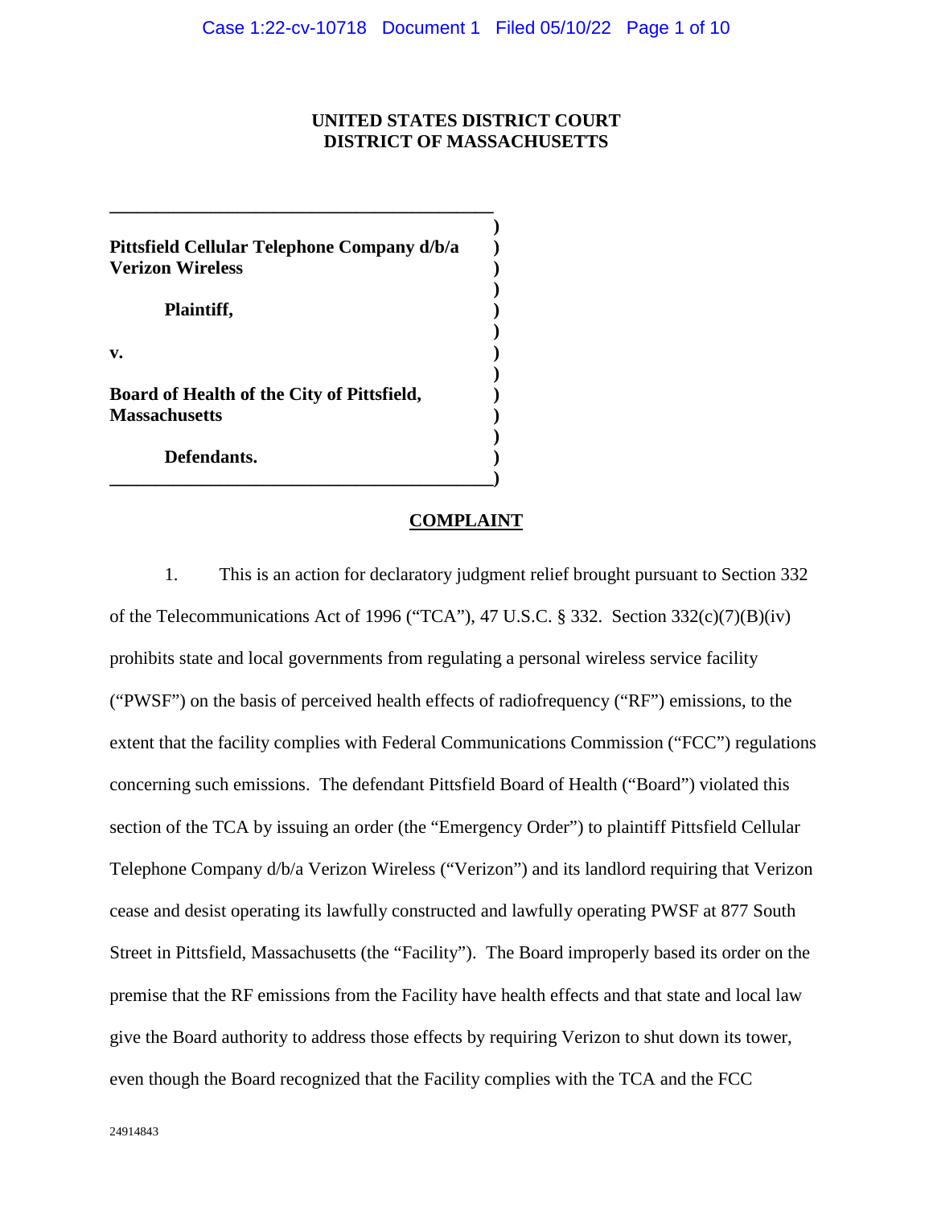**UNITED STATES DISTRICT COURT**
**DISTRICT OF MASSACHUSETTS**

**Pittsfield Cellular Telephone Company d/b/a Verizon Wireless**

**Plaintiff,**

**v.**

**Board of Health of the City of Pittsfield, Massachusetts**

**Defendants.**

**COMPLAINT**

1. This is an action for declaratory judgment relief brought pursuant to Section 332 of the Telecommunications Act of 1996 ("TCA"), 47 U.S.C. § 332. Section 332(c)(7)(B)(iv) prohibits state and local governments from regulating a personal wireless service facility ("PWSF") on the basis of perceived health effects of radiofrequency ("RF") emissions, to the extent that the facility complies with Federal Communications Commission ("FCC") regulations concerning such emissions. The defendant Pittsfield Board of Health ("Board") violated this section of the TCA by issuing an order (the "Emergency Order") to plaintiff Pittsfield Cellular Telephone Company d/b/a Verizon Wireless ("Verizon") and its landlord requiring that Verizon cease and desist operating its lawfully constructed and lawfully operating PWSF at 877 South Street in Pittsfield, Massachusetts (the "Facility"). The Board improperly based its order on the premise that the RF emissions from the Facility have health effects and that state and local law give the Board authority to address those effects by requiring Verizon to shut down its tower, even though the Board recognized that the Facility complies with the TCA and the FCC

24914843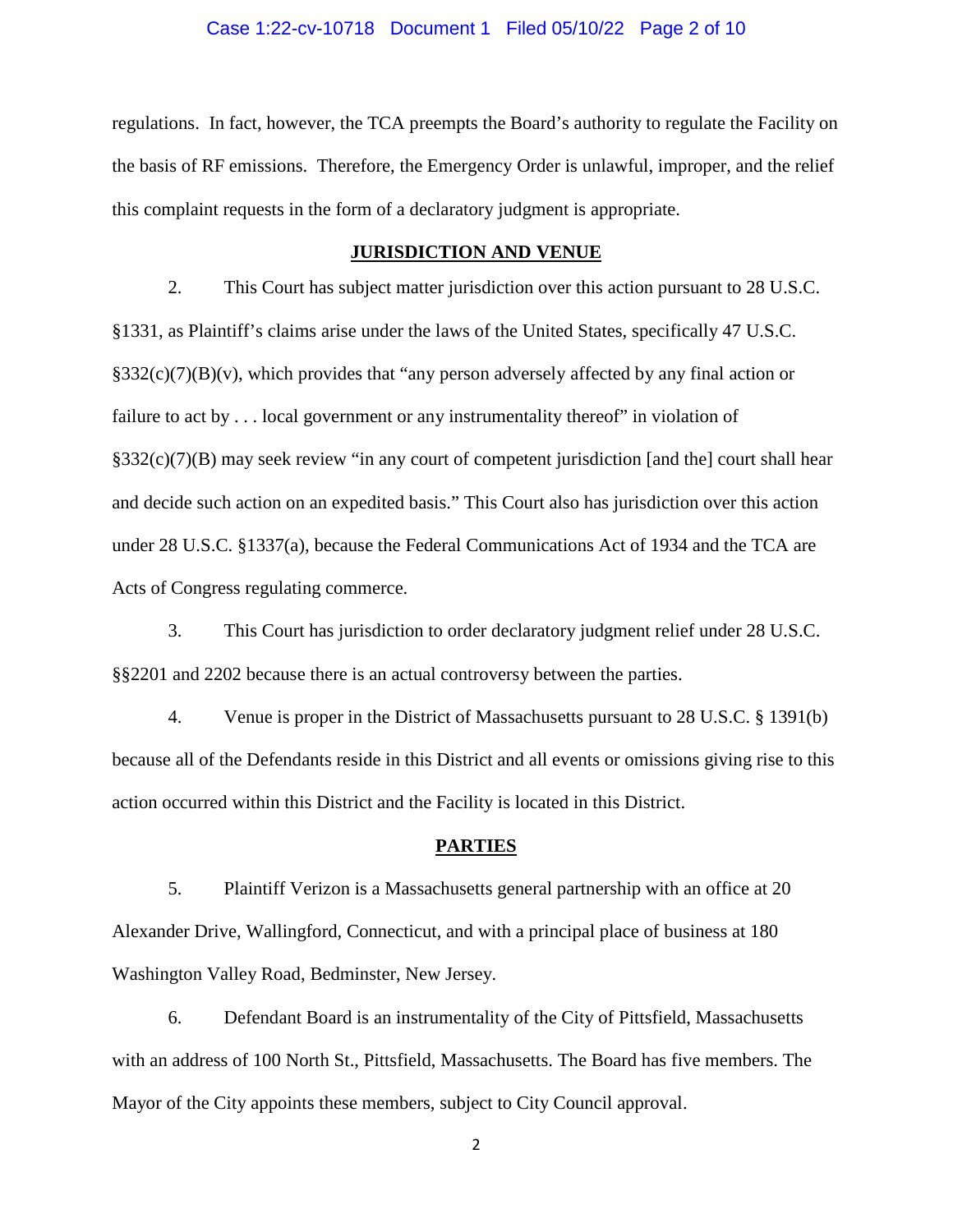regulations. In fact, however, the TCA preempts the Board's authority to regulate the Facility on the basis of RF emissions. Therefore, the Emergency Order is unlawful, improper, and the relief this complaint requests in the form of a declaratory judgment is appropriate.

## JURISDICTION AND VENUE

2. This Court has subject matter jurisdiction over this action pursuant to 28 U.S.C. §1331, as Plaintiff's claims arise under the laws of the United States, specifically 47 U.S.C. §332(c)(7)(B)(v), which provides that "any person adversely affected by any final action or failure to act by . . . local government or any instrumentality thereof" in violation of §332(c)(7)(B) may seek review "in any court of competent jurisdiction [and the] court shall hear and decide such action on an expedited basis." This Court also has jurisdiction over this action under 28 U.S.C. §1337(a), because the Federal Communications Act of 1934 and the TCA are Acts of Congress regulating commerce.

3. This Court has jurisdiction to order declaratory judgment relief under 28 U.S.C. §§2201 and 2202 because there is an actual controversy between the parties.

4. Venue is proper in the District of Massachusetts pursuant to 28 U.S.C. § 1391(b) because all of the Defendants reside in this District and all events or omissions giving rise to this action occurred within this District and the Facility is located in this District.

## PARTIES

5. Plaintiff Verizon is a Massachusetts general partnership with an office at 20 Alexander Drive, Wallingford, Connecticut, and with a principal place of business at 180 Washington Valley Road, Bedminster, New Jersey.

6. Defendant Board is an instrumentality of the City of Pittsfield, Massachusetts with an address of 100 North St., Pittsfield, Massachusetts. The Board has five members. The Mayor of the City appoints these members, subject to City Council approval.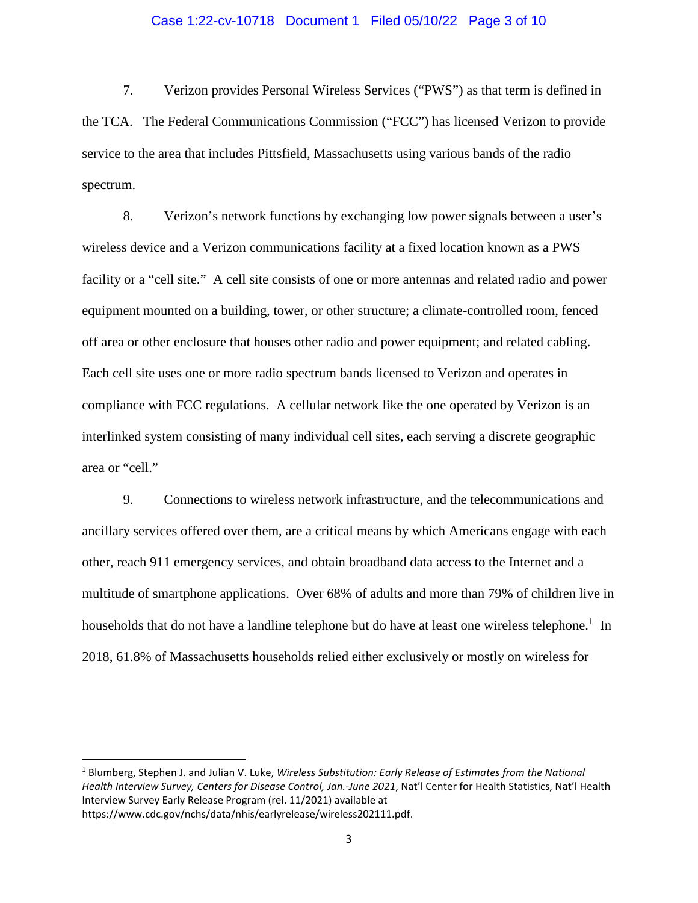7. Verizon provides Personal Wireless Services ("PWS") as that term is defined in the TCA. The Federal Communications Commission ("FCC") has licensed Verizon to provide service to the area that includes Pittsfield, Massachusetts using various bands of the radio spectrum.

8. Verizon's network functions by exchanging low power signals between a user's wireless device and a Verizon communications facility at a fixed location known as a PWS facility or a "cell site." A cell site consists of one or more antennas and related radio and power equipment mounted on a building, tower, or other structure; a climate-controlled room, fenced off area or other enclosure that houses other radio and power equipment; and related cabling. Each cell site uses one or more radio spectrum bands licensed to Verizon and operates in compliance with FCC regulations. A cellular network like the one operated by Verizon is an interlinked system consisting of many individual cell sites, each serving a discrete geographic area or "cell."

9. Connections to wireless network infrastructure, and the telecommunications and ancillary services offered over them, are a critical means by which Americans engage with each other, reach 911 emergency services, and obtain broadband data access to the Internet and a multitude of smartphone applications. Over 68% of adults and more than 79% of children live in households that do not have a landline telephone but do have at least one wireless telephone.[1] In 2018, 61.8% of Massachusetts households relied either exclusively or mostly on wireless for

---

[1] Blumberg, Stephen J. and Julian V. Luke, *Wireless Substitution: Early Release of Estimates from the National Health Interview Survey, Centers for Disease Control, Jan.-June 2021*, Nat'l Center for Health Statistics, Nat'l Health Interview Survey Early Release Program (rel. 11/2021) available at https://www.cdc.gov/nchs/data/nhis/earlyrelease/wireless202111.pdf.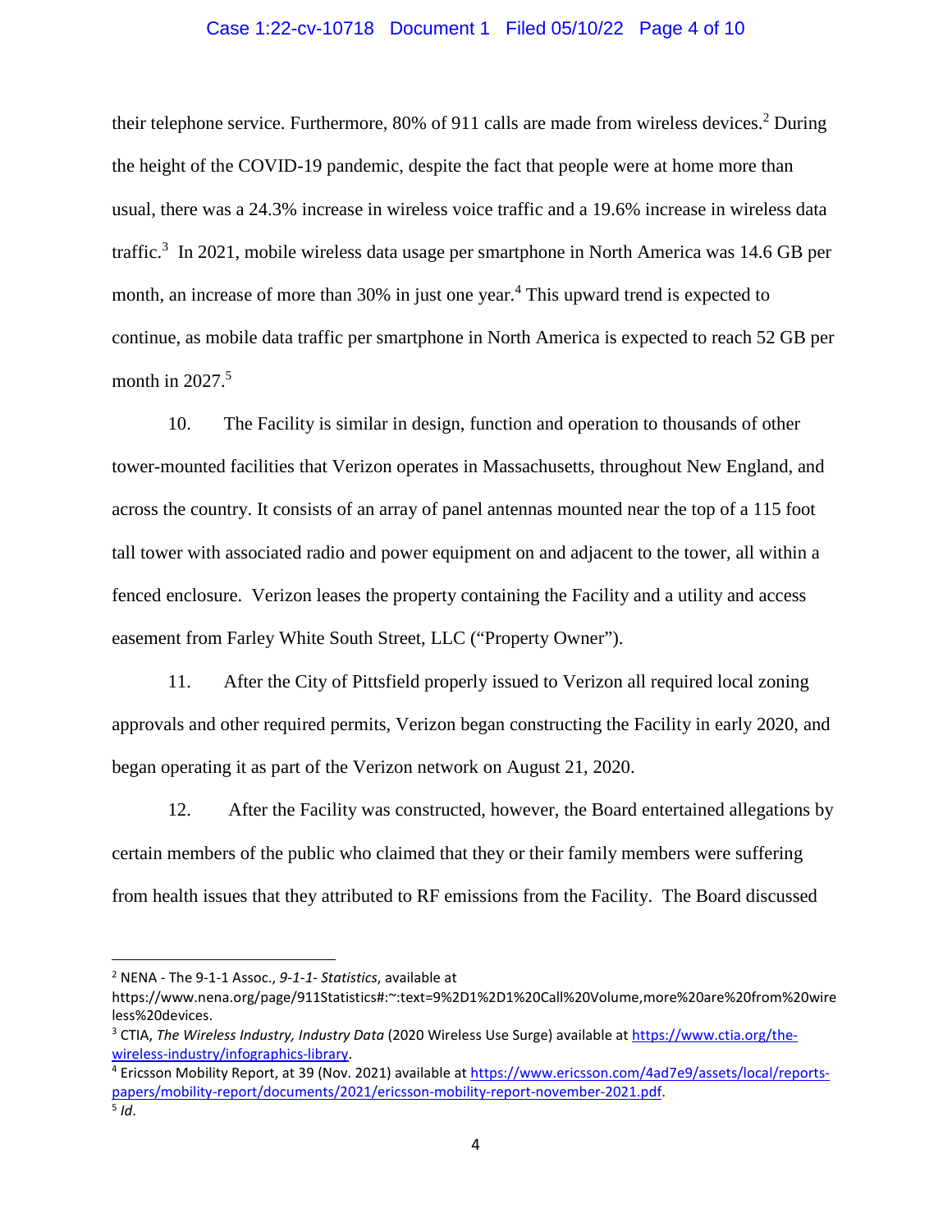their telephone service. Furthermore, 80% of 911 calls are made from wireless devices.[2] During the height of the COVID-19 pandemic, despite the fact that people were at home more than usual, there was a 24.3% increase in wireless voice traffic and a 19.6% increase in wireless data traffic.[3] In 2021, mobile wireless data usage per smartphone in North America was 14.6 GB per month, an increase of more than 30% in just one year.[4] This upward trend is expected to continue, as mobile data traffic per smartphone in North America is expected to reach 52 GB per month in 2027.[5]

10. The Facility is similar in design, function and operation to thousands of other tower-mounted facilities that Verizon operates in Massachusetts, throughout New England, and across the country. It consists of an array of panel antennas mounted near the top of a 115 foot tall tower with associated radio and power equipment on and adjacent to the tower, all within a fenced enclosure. Verizon leases the property containing the Facility and a utility and access easement from Farley White South Street, LLC ("Property Owner").

11. After the City of Pittsfield properly issued to Verizon all required local zoning approvals and other required permits, Verizon began constructing the Facility in early 2020, and began operating it as part of the Verizon network on August 21, 2020.

12. After the Facility was constructed, however, the Board entertained allegations by certain members of the public who claimed that they or their family members were suffering from health issues that they attributed to RF emissions from the Facility. The Board discussed

---

[2] NENA - The 9-1-1 Assoc., *9-1-1- Statistics*, available at https://www.nena.org/page/911Statistics#:~:text=9%2D1%2D1%20Call%20Volume,more%20are%20from%20wireless%20devices.

[3] CTIA, *The Wireless Industry, Industry Data* (2020 Wireless Use Surge) available at https://www.ctia.org/the-wireless-industry/infographics-library.

[4] Ericsson Mobility Report, at 39 (Nov. 2021) available at https://www.ericsson.com/4ad7e9/assets/local/reports-papers/mobility-report/documents/2021/ericsson-mobility-report-november-2021.pdf.

[5] *Id*.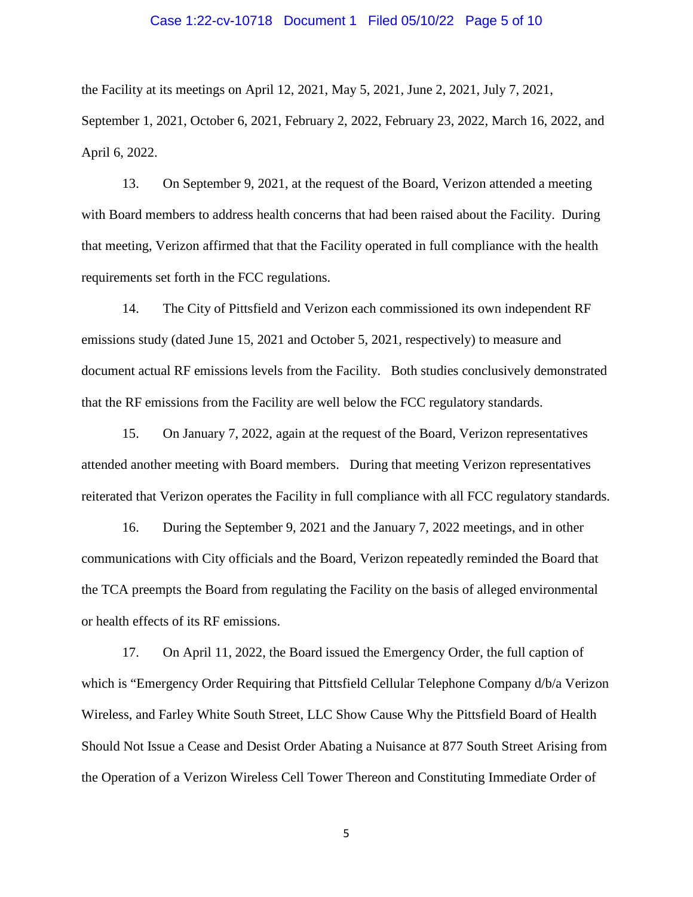the Facility at its meetings on April 12, 2021, May 5, 2021, June 2, 2021, July 7, 2021, September 1, 2021, October 6, 2021, February 2, 2022, February 23, 2022, March 16, 2022, and April 6, 2022.

13. On September 9, 2021, at the request of the Board, Verizon attended a meeting with Board members to address health concerns that had been raised about the Facility. During that meeting, Verizon affirmed that that the Facility operated in full compliance with the health requirements set forth in the FCC regulations.

14. The City of Pittsfield and Verizon each commissioned its own independent RF emissions study (dated June 15, 2021 and October 5, 2021, respectively) to measure and document actual RF emissions levels from the Facility. Both studies conclusively demonstrated that the RF emissions from the Facility are well below the FCC regulatory standards.

15. On January 7, 2022, again at the request of the Board, Verizon representatives attended another meeting with Board members. During that meeting Verizon representatives reiterated that Verizon operates the Facility in full compliance with all FCC regulatory standards.

16. During the September 9, 2021 and the January 7, 2022 meetings, and in other communications with City officials and the Board, Verizon repeatedly reminded the Board that the TCA preempts the Board from regulating the Facility on the basis of alleged environmental or health effects of its RF emissions.

17. On April 11, 2022, the Board issued the Emergency Order, the full caption of which is "Emergency Order Requiring that Pittsfield Cellular Telephone Company d/b/a Verizon Wireless, and Farley White South Street, LLC Show Cause Why the Pittsfield Board of Health Should Not Issue a Cease and Desist Order Abating a Nuisance at 877 South Street Arising from the Operation of a Verizon Wireless Cell Tower Thereon and Constituting Immediate Order of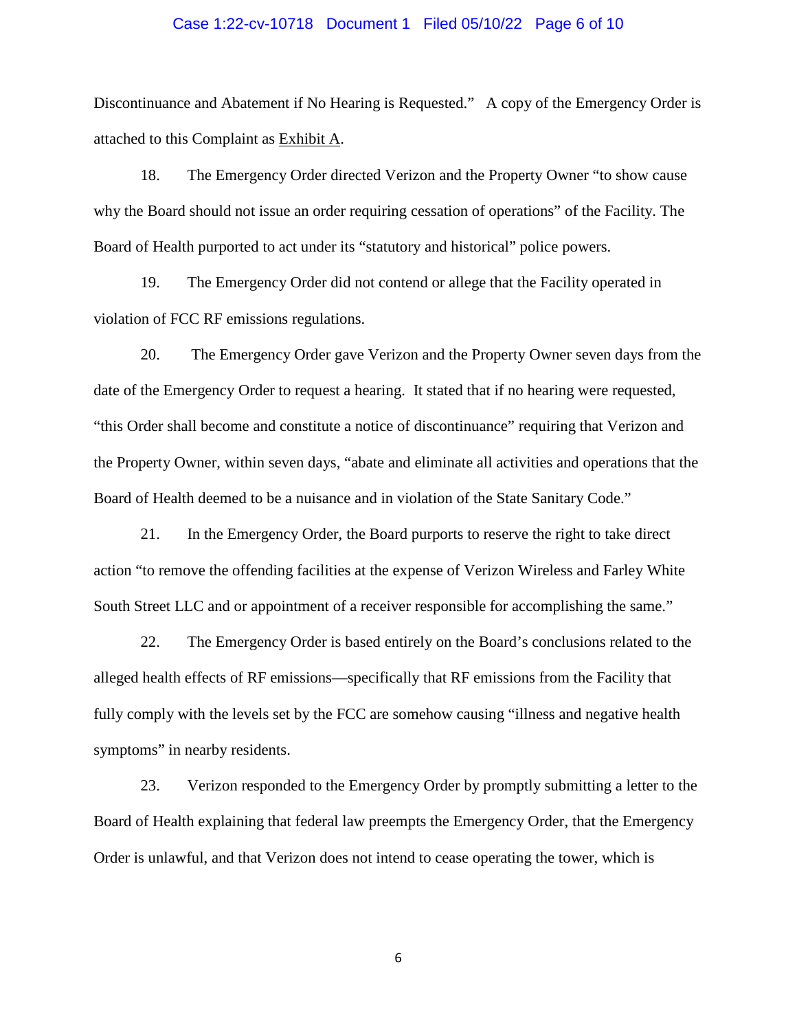Discontinuance and Abatement if No Hearing is Requested." A copy of the Emergency Order is attached to this Complaint as Exhibit A.

18. The Emergency Order directed Verizon and the Property Owner "to show cause why the Board should not issue an order requiring cessation of operations" of the Facility. The Board of Health purported to act under its "statutory and historical" police powers.

19. The Emergency Order did not contend or allege that the Facility operated in violation of FCC RF emissions regulations.

20. The Emergency Order gave Verizon and the Property Owner seven days from the date of the Emergency Order to request a hearing. It stated that if no hearing were requested, "this Order shall become and constitute a notice of discontinuance" requiring that Verizon and the Property Owner, within seven days, "abate and eliminate all activities and operations that the Board of Health deemed to be a nuisance and in violation of the State Sanitary Code."

21. In the Emergency Order, the Board purports to reserve the right to take direct action "to remove the offending facilities at the expense of Verizon Wireless and Farley White South Street LLC and or appointment of a receiver responsible for accomplishing the same."

22. The Emergency Order is based entirely on the Board's conclusions related to the alleged health effects of RF emissions—specifically that RF emissions from the Facility that fully comply with the levels set by the FCC are somehow causing "illness and negative health symptoms" in nearby residents.

23. Verizon responded to the Emergency Order by promptly submitting a letter to the Board of Health explaining that federal law preempts the Emergency Order, that the Emergency Order is unlawful, and that Verizon does not intend to cease operating the tower, which is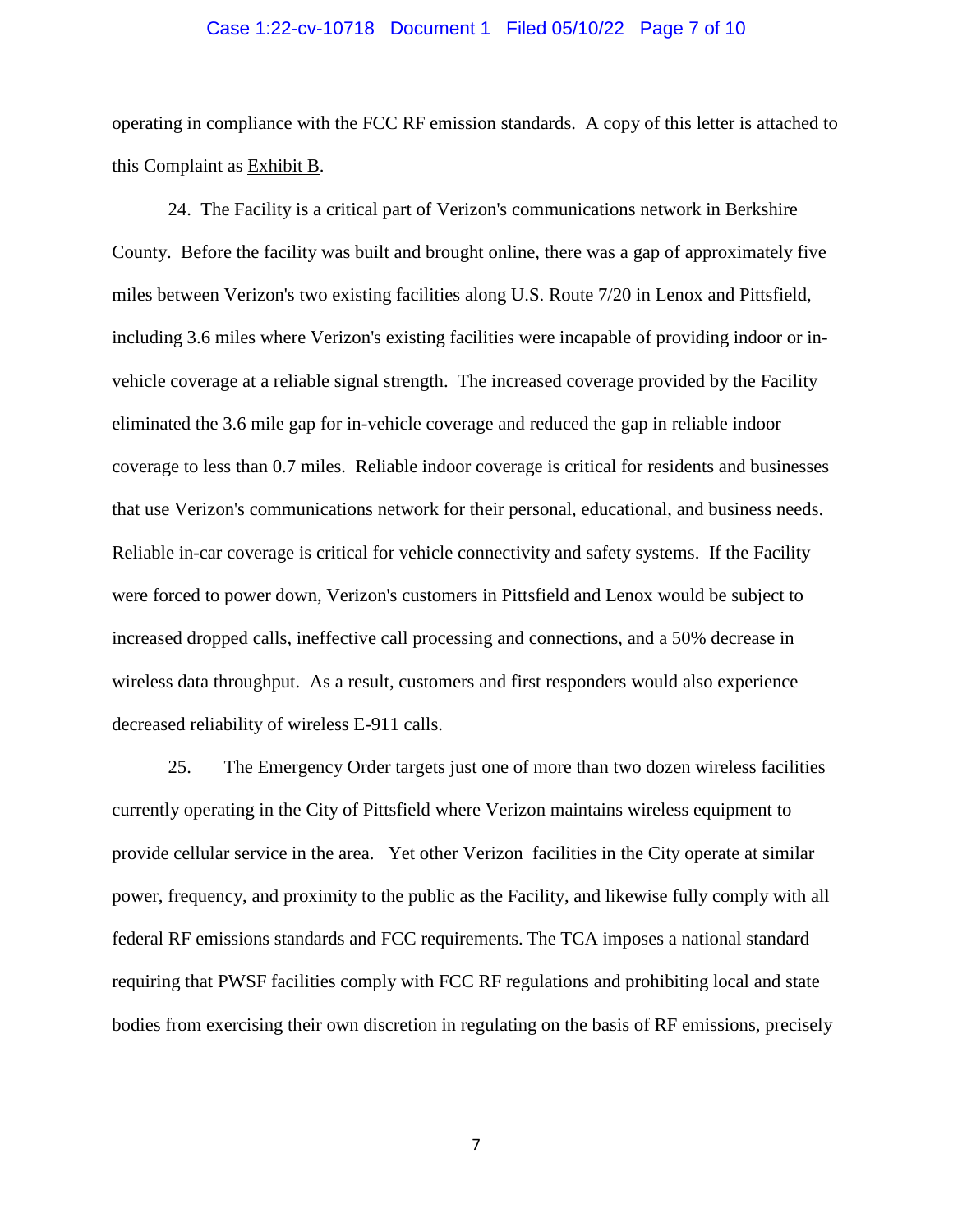operating in compliance with the FCC RF emission standards. A copy of this letter is attached to this Complaint as Exhibit B.

24. The Facility is a critical part of Verizon's communications network in Berkshire County. Before the facility was built and brought online, there was a gap of approximately five miles between Verizon's two existing facilities along U.S. Route 7/20 in Lenox and Pittsfield, including 3.6 miles where Verizon's existing facilities were incapable of providing indoor or in-vehicle coverage at a reliable signal strength. The increased coverage provided by the Facility eliminated the 3.6 mile gap for in-vehicle coverage and reduced the gap in reliable indoor coverage to less than 0.7 miles. Reliable indoor coverage is critical for residents and businesses that use Verizon's communications network for their personal, educational, and business needs. Reliable in-car coverage is critical for vehicle connectivity and safety systems. If the Facility were forced to power down, Verizon's customers in Pittsfield and Lenox would be subject to increased dropped calls, ineffective call processing and connections, and a 50% decrease in wireless data throughput. As a result, customers and first responders would also experience decreased reliability of wireless E-911 calls.

25. The Emergency Order targets just one of more than two dozen wireless facilities currently operating in the City of Pittsfield where Verizon maintains wireless equipment to provide cellular service in the area. Yet other Verizon facilities in the City operate at similar power, frequency, and proximity to the public as the Facility, and likewise fully comply with all federal RF emissions standards and FCC requirements. The TCA imposes a national standard requiring that PWSF facilities comply with FCC RF regulations and prohibiting local and state bodies from exercising their own discretion in regulating on the basis of RF emissions, precisely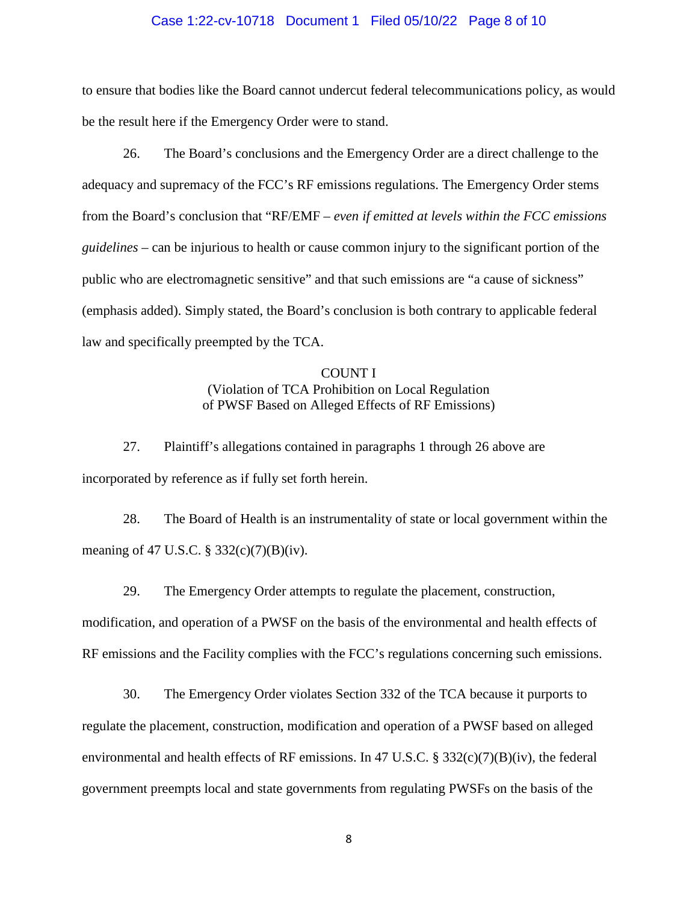to ensure that bodies like the Board cannot undercut federal telecommunications policy, as would be the result here if the Emergency Order were to stand.

26. The Board's conclusions and the Emergency Order are a direct challenge to the adequacy and supremacy of the FCC's RF emissions regulations. The Emergency Order stems from the Board's conclusion that "RF/EMF – *even if emitted at levels within the FCC emissions guidelines* – can be injurious to health or cause common injury to the significant portion of the public who are electromagnetic sensitive" and that such emissions are "a cause of sickness" (emphasis added). Simply stated, the Board's conclusion is both contrary to applicable federal law and specifically preempted by the TCA.

## COUNT I
### (Violation of TCA Prohibition on Local Regulation of PWSF Based on Alleged Effects of RF Emissions)

27. Plaintiff's allegations contained in paragraphs 1 through 26 above are incorporated by reference as if fully set forth herein.

28. The Board of Health is an instrumentality of state or local government within the meaning of 47 U.S.C. § 332(c)(7)(B)(iv).

29. The Emergency Order attempts to regulate the placement, construction, modification, and operation of a PWSF on the basis of the environmental and health effects of RF emissions and the Facility complies with the FCC's regulations concerning such emissions.

30. The Emergency Order violates Section 332 of the TCA because it purports to regulate the placement, construction, modification and operation of a PWSF based on alleged environmental and health effects of RF emissions. In 47 U.S.C. § 332(c)(7)(B)(iv), the federal government preempts local and state governments from regulating PWSFs on the basis of the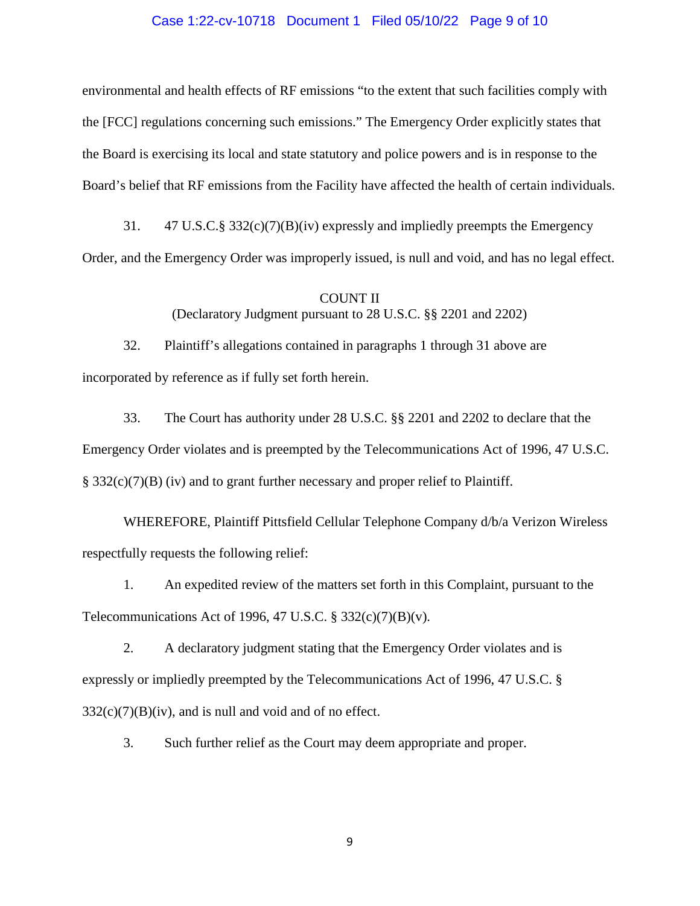environmental and health effects of RF emissions "to the extent that such facilities comply with the [FCC] regulations concerning such emissions." The Emergency Order explicitly states that the Board is exercising its local and state statutory and police powers and is in response to the Board's belief that RF emissions from the Facility have affected the health of certain individuals.

31. 47 U.S.C.§ 332(c)(7)(B)(iv) expressly and impliedly preempts the Emergency Order, and the Emergency Order was improperly issued, is null and void, and has no legal effect.

COUNT II
(Declaratory Judgment pursuant to 28 U.S.C. §§ 2201 and 2202)

32. Plaintiff's allegations contained in paragraphs 1 through 31 above are incorporated by reference as if fully set forth herein.

33. The Court has authority under 28 U.S.C. §§ 2201 and 2202 to declare that the Emergency Order violates and is preempted by the Telecommunications Act of 1996, 47 U.S.C. § 332(c)(7)(B) (iv) and to grant further necessary and proper relief to Plaintiff.

WHEREFORE, Plaintiff Pittsfield Cellular Telephone Company d/b/a Verizon Wireless respectfully requests the following relief:

1. An expedited review of the matters set forth in this Complaint, pursuant to the Telecommunications Act of 1996, 47 U.S.C. § 332(c)(7)(B)(v).

2. A declaratory judgment stating that the Emergency Order violates and is expressly or impliedly preempted by the Telecommunications Act of 1996, 47 U.S.C. § 332(c)(7)(B)(iv), and is null and void and of no effect.

3. Such further relief as the Court may deem appropriate and proper.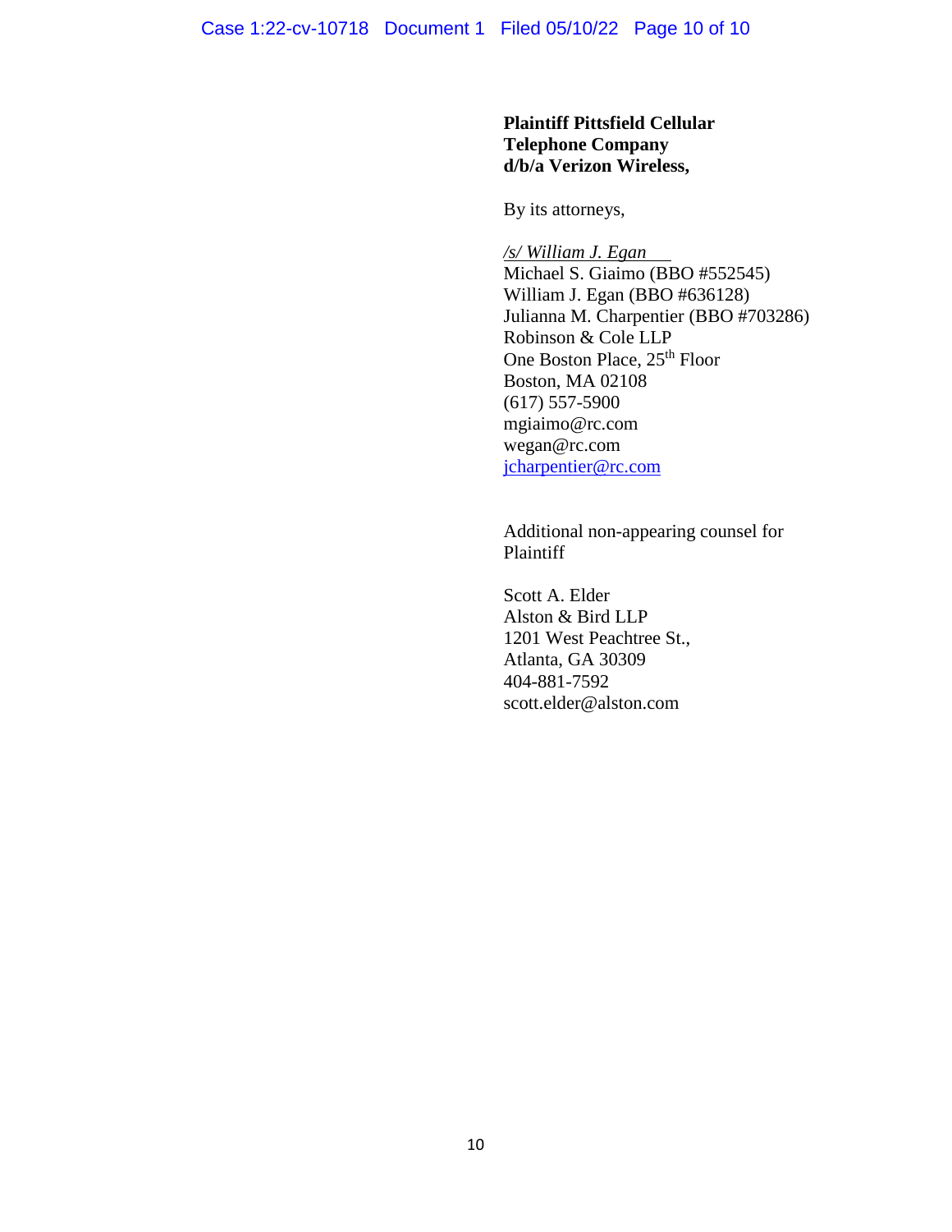**Plaintiff Pittsfield Cellular Telephone Company d/b/a Verizon Wireless,**

By its attorneys,

*/s/ William J. Egan*
Michael S. Giaimo (BBO #552545)
William J. Egan (BBO #636128)
Julianna M. Charpentier (BBO #703286)
Robinson & Cole LLP
One Boston Place, 25th Floor
Boston, MA 02108
(617) 557-5900
mgiaimo@rc.com
wegan@rc.com
jcharpentier@rc.com

Additional non-appearing counsel for Plaintiff

Scott A. Elder
Alston & Bird LLP
1201 West Peachtree St.,
Atlanta, GA 30309
404-881-7592
scott.elder@alston.com